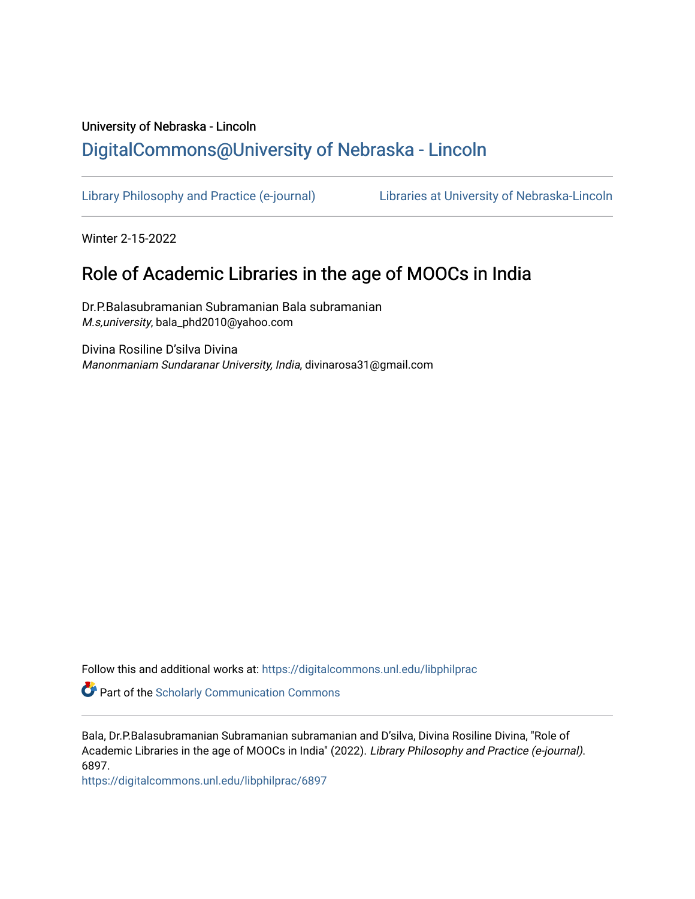University of Nebraska - Lincoln

## DigitalCommons@University of Nebraska - Lincoln

Library Philosophy and Practice (e-journal) | Libraries at University of Nebraska-Lincoln

Winter 2-15-2022

# Role of Academic Libraries in the age of MOOCs in India

Dr.P.Balasubramanian Subramanian Bala subramanian
*M.s,university*, bala_phd2010@yahoo.com

Divina Rosiline D'silva Divina
*Manonmaniam Sundaranar University, India*, divinarosa31@gmail.com

Follow this and additional works at: https://digitalcommons.unl.edu/libphilprac

Part of the Scholarly Communication Commons

Bala, Dr.P.Balasubramanian Subramanian subramanian and D'silva, Divina Rosiline Divina, "Role of Academic Libraries in the age of MOOCs in India" (2022). *Library Philosophy and Practice (e-journal)*. 6897.
https://digitalcommons.unl.edu/libphilprac/6897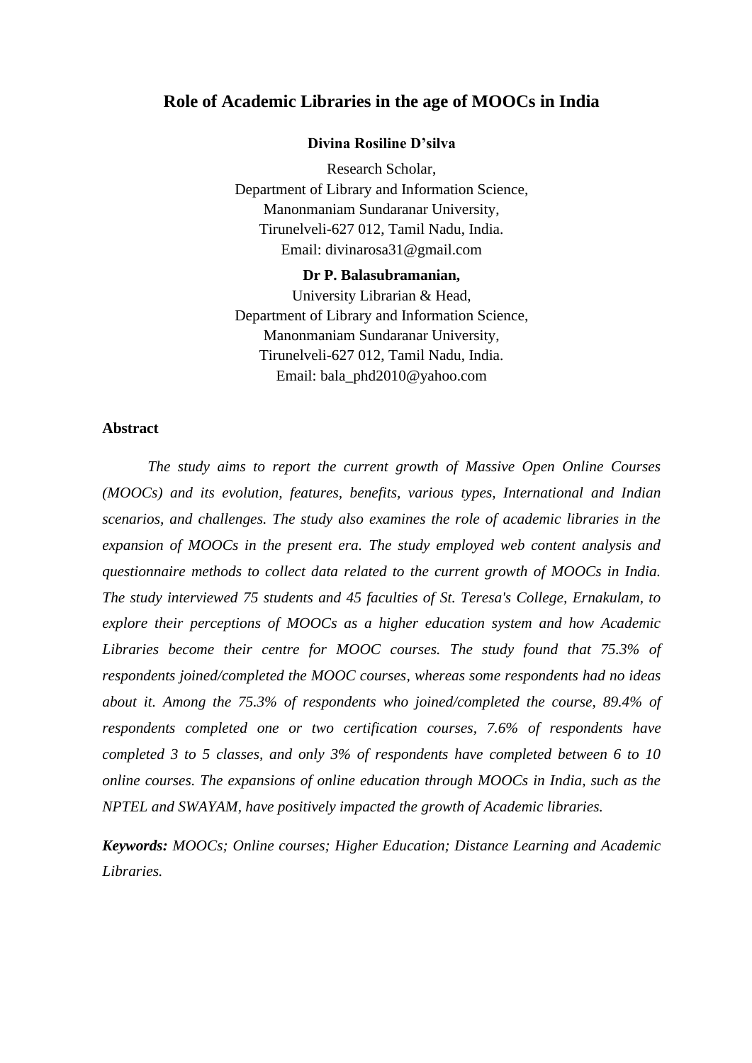# Role of Academic Libraries in the age of MOOCs in India

**Divina Rosiline D'silva**

Research Scholar,
Department of Library and Information Science,
Manonmaniam Sundaranar University,
Tirunelveli-627 012, Tamil Nadu, India.
Email: divinarosa31@gmail.com

**Dr P. Balasubramanian,**

University Librarian & Head,
Department of Library and Information Science,
Manonmaniam Sundaranar University,
Tirunelveli-627 012, Tamil Nadu, India.
Email: bala_phd2010@yahoo.com

## Abstract

*The study aims to report the current growth of Massive Open Online Courses (MOOCs) and its evolution, features, benefits, various types, International and Indian scenarios, and challenges. The study also examines the role of academic libraries in the expansion of MOOCs in the present era. The study employed web content analysis and questionnaire methods to collect data related to the current growth of MOOCs in India. The study interviewed 75 students and 45 faculties of St. Teresa's College, Ernakulam, to explore their perceptions of MOOCs as a higher education system and how Academic Libraries become their centre for MOOC courses. The study found that 75.3% of respondents joined/completed the MOOC courses, whereas some respondents had no ideas about it. Among the 75.3% of respondents who joined/completed the course, 89.4% of respondents completed one or two certification courses, 7.6% of respondents have completed 3 to 5 classes, and only 3% of respondents have completed between 6 to 10 online courses. The expansions of online education through MOOCs in India, such as the NPTEL and SWAYAM, have positively impacted the growth of Academic libraries.*

***Keywords:*** *MOOCs; Online courses; Higher Education; Distance Learning and Academic Libraries.*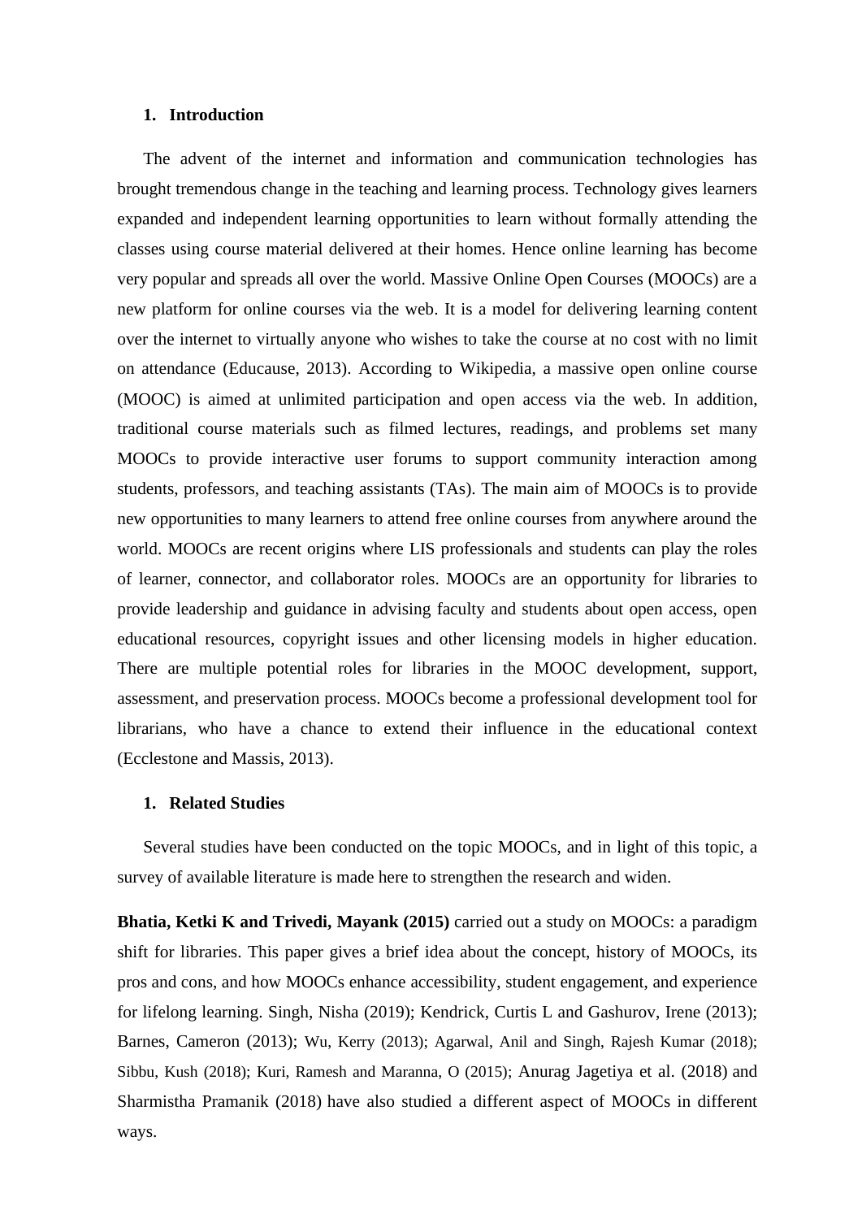## 1. Introduction

The advent of the internet and information and communication technologies has brought tremendous change in the teaching and learning process. Technology gives learners expanded and independent learning opportunities to learn without formally attending the classes using course material delivered at their homes. Hence online learning has become very popular and spreads all over the world. Massive Online Open Courses (MOOCs) are a new platform for online courses via the web. It is a model for delivering learning content over the internet to virtually anyone who wishes to take the course at no cost with no limit on attendance (Educause, 2013). According to Wikipedia, a massive open online course (MOOC) is aimed at unlimited participation and open access via the web. In addition, traditional course materials such as filmed lectures, readings, and problems set many MOOCs to provide interactive user forums to support community interaction among students, professors, and teaching assistants (TAs). The main aim of MOOCs is to provide new opportunities to many learners to attend free online courses from anywhere around the world. MOOCs are recent origins where LIS professionals and students can play the roles of learner, connector, and collaborator roles. MOOCs are an opportunity for libraries to provide leadership and guidance in advising faculty and students about open access, open educational resources, copyright issues and other licensing models in higher education. There are multiple potential roles for libraries in the MOOC development, support, assessment, and preservation process. MOOCs become a professional development tool for librarians, who have a chance to extend their influence in the educational context (Ecclestone and Massis, 2013).

## 1. Related Studies

Several studies have been conducted on the topic MOOCs, and in light of this topic, a survey of available literature is made here to strengthen the research and widen.

**Bhatia, Ketki K and Trivedi, Mayank (2015)** carried out a study on MOOCs: a paradigm shift for libraries. This paper gives a brief idea about the concept, history of MOOCs, its pros and cons, and how MOOCs enhance accessibility, student engagement, and experience for lifelong learning. Singh, Nisha (2019); Kendrick, Curtis L and Gashurov, Irene (2013); Barnes, Cameron (2013); Wu, Kerry (2013); Agarwal, Anil and Singh, Rajesh Kumar (2018); Sibbu, Kush (2018); Kuri, Ramesh and Maranna, O (2015); Anurag Jagetiya et al. (2018) and Sharmistha Pramanik (2018) have also studied a different aspect of MOOCs in different ways.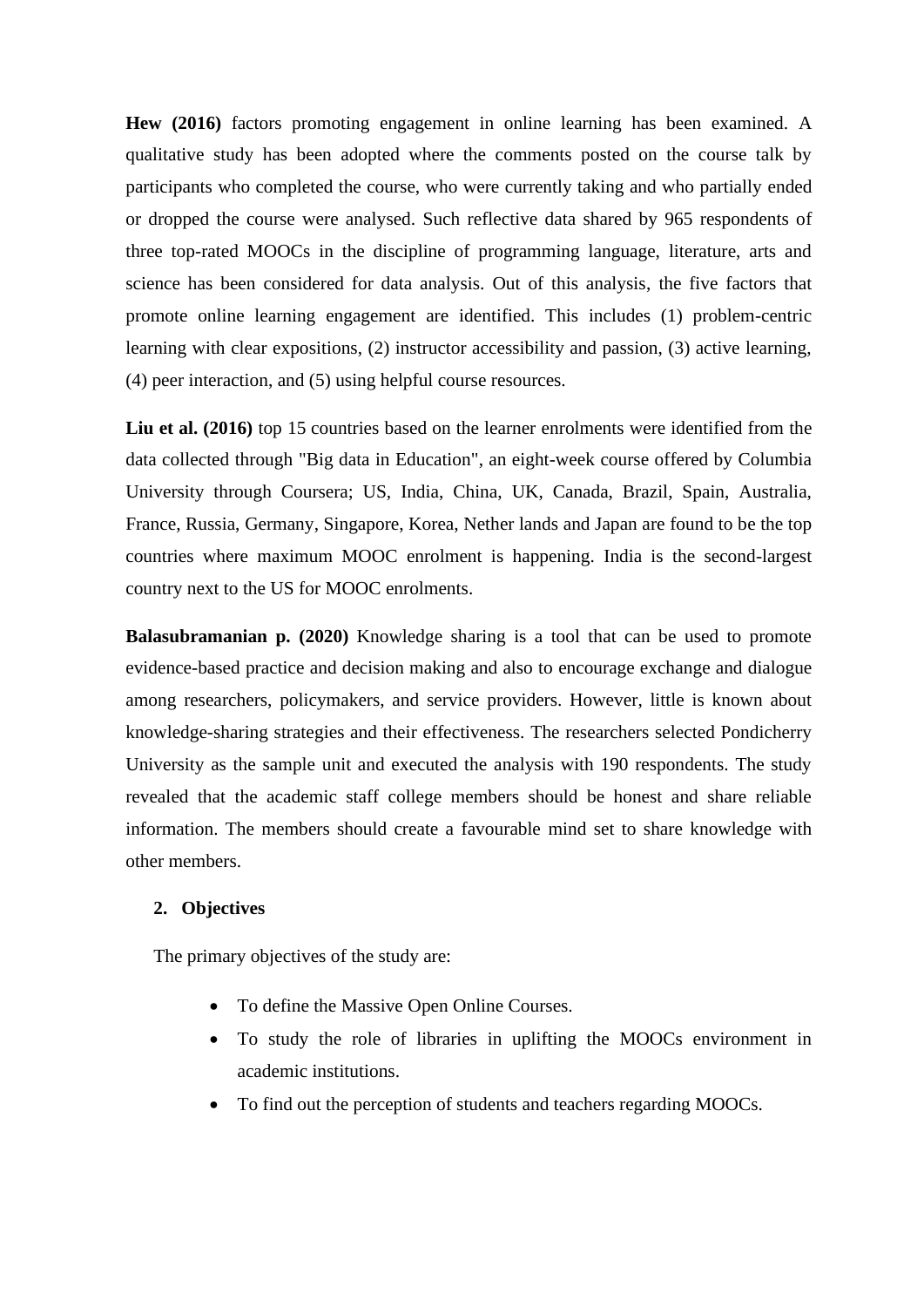**Hew (2016)** factors promoting engagement in online learning has been examined. A qualitative study has been adopted where the comments posted on the course talk by participants who completed the course, who were currently taking and who partially ended or dropped the course were analysed. Such reflective data shared by 965 respondents of three top-rated MOOCs in the discipline of programming language, literature, arts and science has been considered for data analysis. Out of this analysis, the five factors that promote online learning engagement are identified. This includes (1) problem-centric learning with clear expositions, (2) instructor accessibility and passion, (3) active learning, (4) peer interaction, and (5) using helpful course resources.

**Liu et al. (2016)** top 15 countries based on the learner enrolments were identified from the data collected through "Big data in Education", an eight-week course offered by Columbia University through Coursera; US, India, China, UK, Canada, Brazil, Spain, Australia, France, Russia, Germany, Singapore, Korea, Nether lands and Japan are found to be the top countries where maximum MOOC enrolment is happening. India is the second-largest country next to the US for MOOC enrolments.

**Balasubramanian p. (2020)** Knowledge sharing is a tool that can be used to promote evidence-based practice and decision making and also to encourage exchange and dialogue among researchers, policymakers, and service providers. However, little is known about knowledge-sharing strategies and their effectiveness. The researchers selected Pondicherry University as the sample unit and executed the analysis with 190 respondents. The study revealed that the academic staff college members should be honest and share reliable information. The members should create a favourable mind set to share knowledge with other members.

## 2. Objectives

The primary objectives of the study are:

- To define the Massive Open Online Courses.
- To study the role of libraries in uplifting the MOOCs environment in academic institutions.
- To find out the perception of students and teachers regarding MOOCs.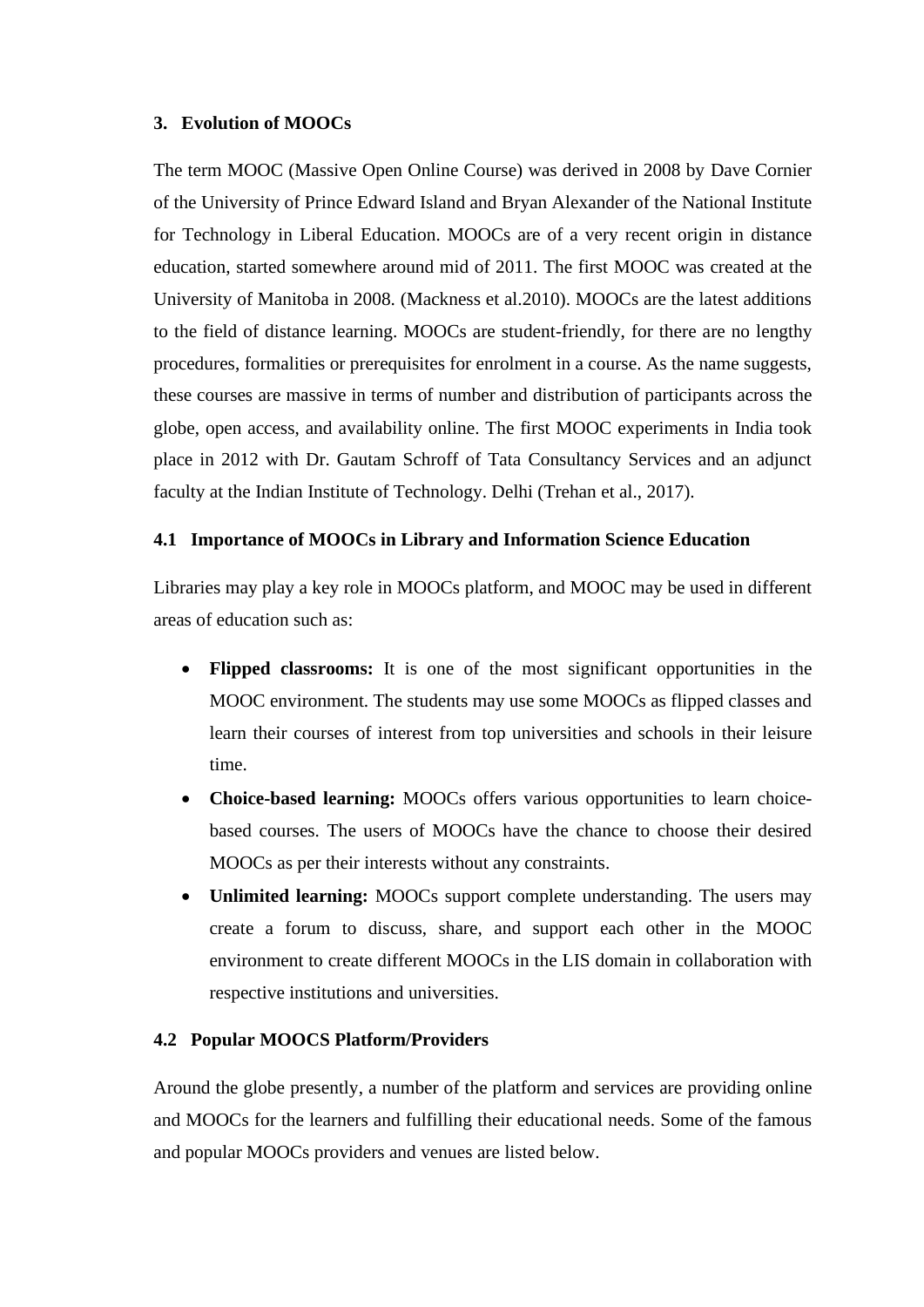## 3. Evolution of MOOCs

The term MOOC (Massive Open Online Course) was derived in 2008 by Dave Cornier of the University of Prince Edward Island and Bryan Alexander of the National Institute for Technology in Liberal Education. MOOCs are of a very recent origin in distance education, started somewhere around mid of 2011. The first MOOC was created at the University of Manitoba in 2008. (Mackness et al.2010). MOOCs are the latest additions to the field of distance learning. MOOCs are student-friendly, for there are no lengthy procedures, formalities or prerequisites for enrolment in a course. As the name suggests, these courses are massive in terms of number and distribution of participants across the globe, open access, and availability online. The first MOOC experiments in India took place in 2012 with Dr. Gautam Schroff of Tata Consultancy Services and an adjunct faculty at the Indian Institute of Technology. Delhi (Trehan et al., 2017).

### 4.1 Importance of MOOCs in Library and Information Science Education

Libraries may play a key role in MOOCs platform, and MOOC may be used in different areas of education such as:

- **Flipped classrooms:** It is one of the most significant opportunities in the MOOC environment. The students may use some MOOCs as flipped classes and learn their courses of interest from top universities and schools in their leisure time.
- **Choice-based learning:** MOOCs offers various opportunities to learn choice-based courses. The users of MOOCs have the chance to choose their desired MOOCs as per their interests without any constraints.
- **Unlimited learning:** MOOCs support complete understanding. The users may create a forum to discuss, share, and support each other in the MOOC environment to create different MOOCs in the LIS domain in collaboration with respective institutions and universities.

### 4.2 Popular MOOCS Platform/Providers

Around the globe presently, a number of the platform and services are providing online and MOOCs for the learners and fulfilling their educational needs. Some of the famous and popular MOOCs providers and venues are listed below.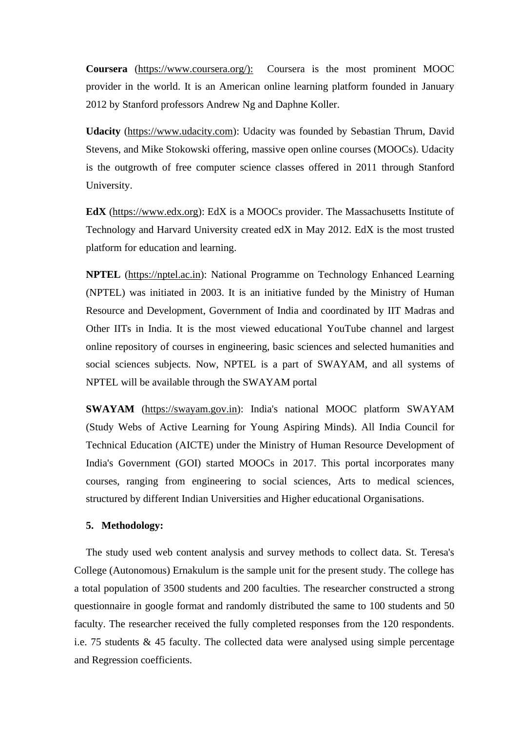**Coursera** (https://www.coursera.org/): Coursera is the most prominent MOOC provider in the world. It is an American online learning platform founded in January 2012 by Stanford professors Andrew Ng and Daphne Koller.

**Udacity** (https://www.udacity.com): Udacity was founded by Sebastian Thrum, David Stevens, and Mike Stokowski offering, massive open online courses (MOOCs). Udacity is the outgrowth of free computer science classes offered in 2011 through Stanford University.

**EdX** (https://www.edx.org): EdX is a MOOCs provider. The Massachusetts Institute of Technology and Harvard University created edX in May 2012. EdX is the most trusted platform for education and learning.

**NPTEL** (https://nptel.ac.in): National Programme on Technology Enhanced Learning (NPTEL) was initiated in 2003. It is an initiative funded by the Ministry of Human Resource and Development, Government of India and coordinated by IIT Madras and Other IITs in India. It is the most viewed educational YouTube channel and largest online repository of courses in engineering, basic sciences and selected humanities and social sciences subjects. Now, NPTEL is a part of SWAYAM, and all systems of NPTEL will be available through the SWAYAM portal

**SWAYAM** (https://swayam.gov.in): India's national MOOC platform SWAYAM (Study Webs of Active Learning for Young Aspiring Minds). All India Council for Technical Education (AICTE) under the Ministry of Human Resource Development of India's Government (GOI) started MOOCs in 2017. This portal incorporates many courses, ranging from engineering to social sciences, Arts to medical sciences, structured by different Indian Universities and Higher educational Organisations.

## 5. Methodology:

The study used web content analysis and survey methods to collect data. St. Teresa's College (Autonomous) Ernakulum is the sample unit for the present study. The college has a total population of 3500 students and 200 faculties. The researcher constructed a strong questionnaire in google format and randomly distributed the same to 100 students and 50 faculty. The researcher received the fully completed responses from the 120 respondents. i.e. 75 students & 45 faculty. The collected data were analysed using simple percentage and Regression coefficients.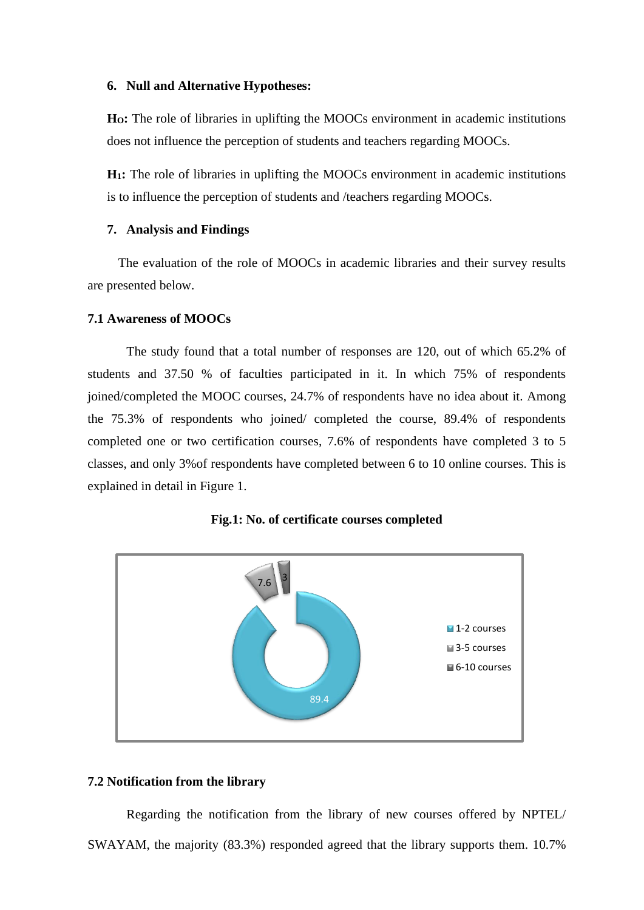### 6. Null and Alternative Hypotheses:

**H$_O$:** The role of libraries in uplifting the MOOCs environment in academic institutions does not influence the perception of students and teachers regarding MOOCs.

**H$_1$:** The role of libraries in uplifting the MOOCs environment in academic institutions is to influence the perception of students and /teachers regarding MOOCs.

### 7. Analysis and Findings

The evaluation of the role of MOOCs in academic libraries and their survey results are presented below.

#### 7.1 Awareness of MOOCs

The study found that a total number of responses are 120, out of which 65.2% of students and 37.50 % of faculties participated in it. In which 75% of respondents joined/completed the MOOC courses, 24.7% of respondents have no idea about it. Among the 75.3% of respondents who joined/ completed the course, 89.4% of respondents completed one or two certification courses, 7.6% of respondents have completed 3 to 5 classes, and only 3%of respondents have completed between 6 to 10 online courses. This is explained in detail in Figure 1.

**Fig.1: No. of certificate courses completed**

#### 7.2 Notification from the library

Regarding the notification from the library of new courses offered by NPTEL/ SWAYAM, the majority (83.3%) responded agreed that the library supports them. 10.7%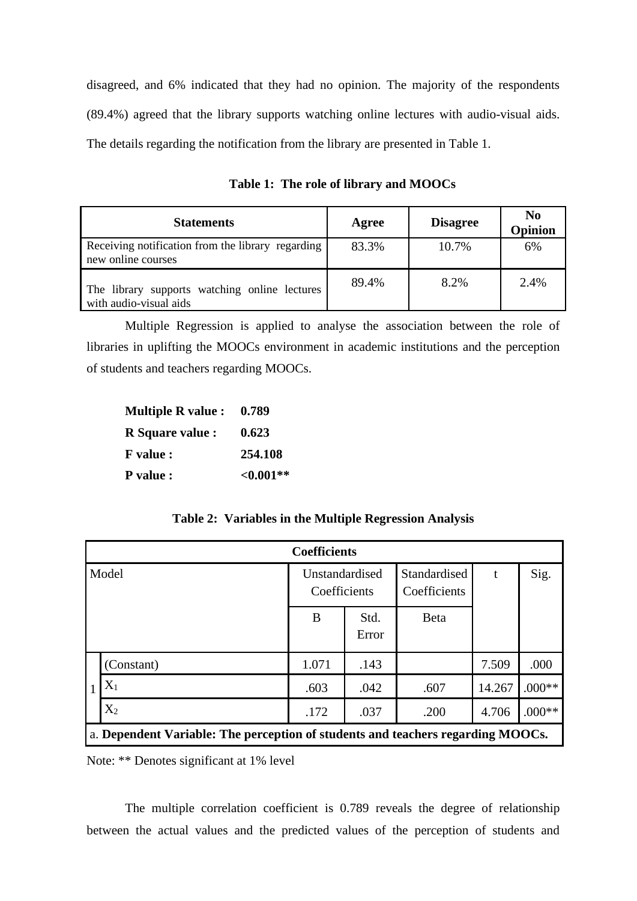disagreed, and 6% indicated that they had no opinion. The majority of the respondents (89.4%) agreed that the library supports watching online lectures with audio-visual aids. The details regarding the notification from the library are presented in Table 1.

**Table 1: The role of library and MOOCs**

| Statements | Agree | Disagree | No Opinion |
|---|---|---|---|
| Receiving notification from the library regarding new online courses | 83.3% | 10.7% | 6% |
| The library supports watching online lectures with audio-visual aids | 89.4% | 8.2% | 2.4% |

Multiple Regression is applied to analyse the association between the role of libraries in uplifting the MOOCs environment in academic institutions and the perception of students and teachers regarding MOOCs.

**Multiple R value : 0.789**
**R Square value : 0.623**
**F value : 254.108**
**P value : <0.001****

**Table 2: Variables in the Multiple Regression Analysis**

| **Coefficients** | | | | | | |
|---|---|---|---|---|---|---|
| Model | | Unstandardised Coefficients | | Standardised Coefficients | t | Sig. |
| | | B | Std. Error | Beta | | |
| 1 | (Constant) | 1.071 | .143 | | 7.509 | .000 |
| | $X_1$ | .603 | .042 | .607 | 14.267 | .000** |
| | $X_2$ | .172 | .037 | .200 | 4.706 | .000** |
| a. **Dependent Variable: The perception of students and teachers regarding MOOCs.** | | | | | | |

Note: ** Denotes significant at 1% level

The multiple correlation coefficient is 0.789 reveals the degree of relationship between the actual values and the predicted values of the perception of students and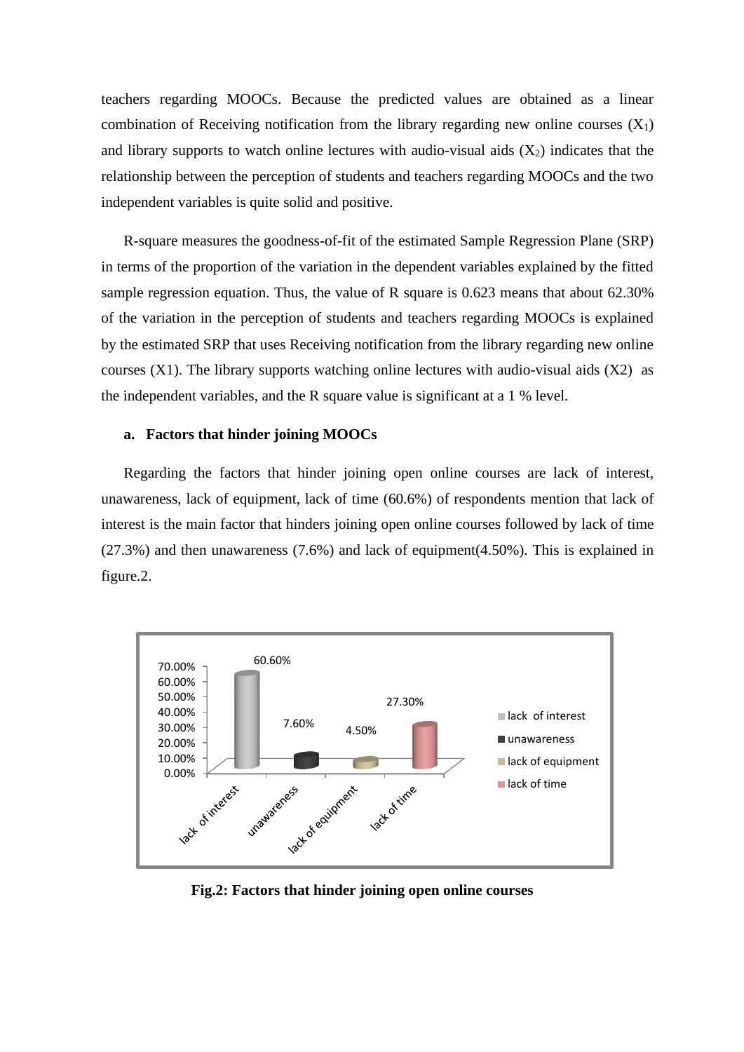teachers regarding MOOCs. Because the predicted values are obtained as a linear combination of Receiving notification from the library regarding new online courses ($X_1$) and library supports to watch online lectures with audio-visual aids ($X_2$) indicates that the relationship between the perception of students and teachers regarding MOOCs and the two independent variables is quite solid and positive.

R-square measures the goodness-of-fit of the estimated Sample Regression Plane (SRP) in terms of the proportion of the variation in the dependent variables explained by the fitted sample regression equation. Thus, the value of R square is 0.623 means that about 62.30% of the variation in the perception of students and teachers regarding MOOCs is explained by the estimated SRP that uses Receiving notification from the library regarding new online courses (X1). The library supports watching online lectures with audio-visual aids (X2) as the independent variables, and the R square value is significant at a 1 % level.

**a. Factors that hinder joining MOOCs**

Regarding the factors that hinder joining open online courses are lack of interest, unawareness, lack of equipment, lack of time (60.6%) of respondents mention that lack of interest is the main factor that hinders joining open online courses followed by lack of time (27.3%) and then unawareness (7.6%) and lack of equipment(4.50%). This is explained in figure.2.

| Factor | Percentage |
|---|---|
| lack of interest | 60.60% |
| unawareness | 7.60% |
| lack of equipment | 4.50% |
| lack of time | 27.30% |

**Fig.2: Factors that hinder joining open online courses**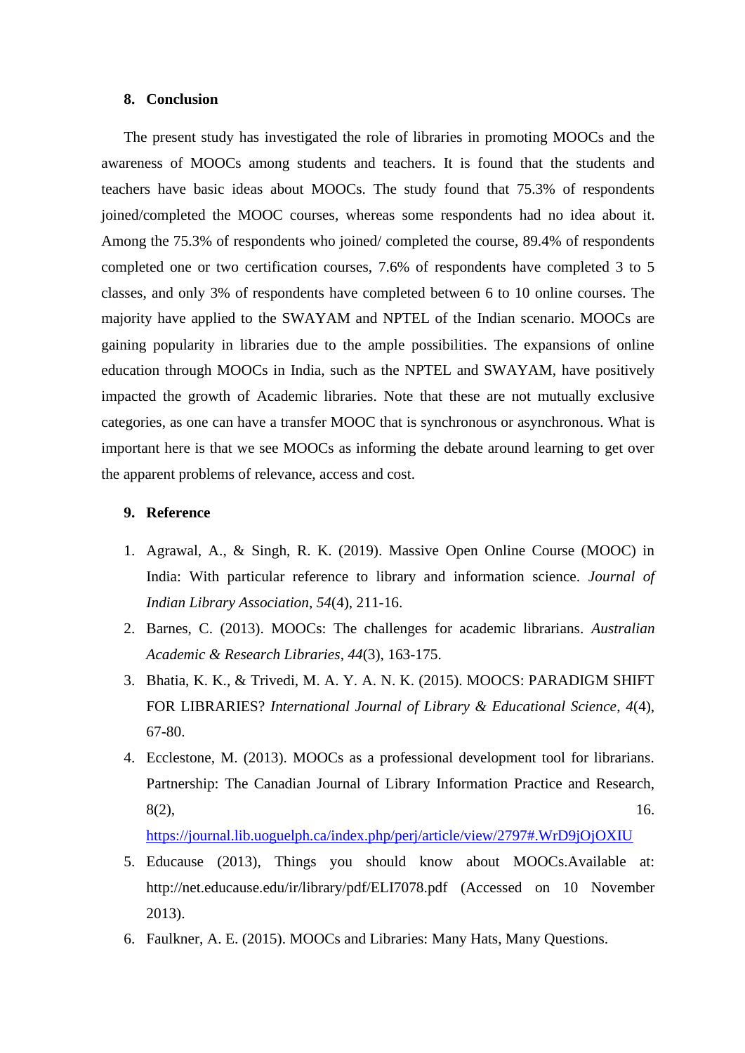## 8. Conclusion

The present study has investigated the role of libraries in promoting MOOCs and the awareness of MOOCs among students and teachers. It is found that the students and teachers have basic ideas about MOOCs. The study found that 75.3% of respondents joined/completed the MOOC courses, whereas some respondents had no idea about it. Among the 75.3% of respondents who joined/ completed the course, 89.4% of respondents completed one or two certification courses, 7.6% of respondents have completed 3 to 5 classes, and only 3% of respondents have completed between 6 to 10 online courses. The majority have applied to the SWAYAM and NPTEL of the Indian scenario. MOOCs are gaining popularity in libraries due to the ample possibilities. The expansions of online education through MOOCs in India, such as the NPTEL and SWAYAM, have positively impacted the growth of Academic libraries. Note that these are not mutually exclusive categories, as one can have a transfer MOOC that is synchronous or asynchronous. What is important here is that we see MOOCs as informing the debate around learning to get over the apparent problems of relevance, access and cost.

## 9. Reference

1. Agrawal, A., & Singh, R. K. (2019). Massive Open Online Course (MOOC) in India: With particular reference to library and information science. *Journal of Indian Library Association*, *54*(4), 211-16.
2. Barnes, C. (2013). MOOCs: The challenges for academic librarians. *Australian Academic & Research Libraries*, *44*(3), 163-175.
3. Bhatia, K. K., & Trivedi, M. A. Y. A. N. K. (2015). MOOCS: PARADIGM SHIFT FOR LIBRARIES? *International Journal of Library & Educational Science*, *4*(4), 67-80.
4. Ecclestone, M. (2013). MOOCs as a professional development tool for librarians. Partnership: The Canadian Journal of Library Information Practice and Research, 8(2), 16. https://journal.lib.uoguelph.ca/index.php/perj/article/view/2797#.WrD9jOjOXIU
5. Educause (2013), Things you should know about MOOCs.Available at: http://net.educause.edu/ir/library/pdf/ELI7078.pdf (Accessed on 10 November 2013).
6. Faulkner, A. E. (2015). MOOCs and Libraries: Many Hats, Many Questions.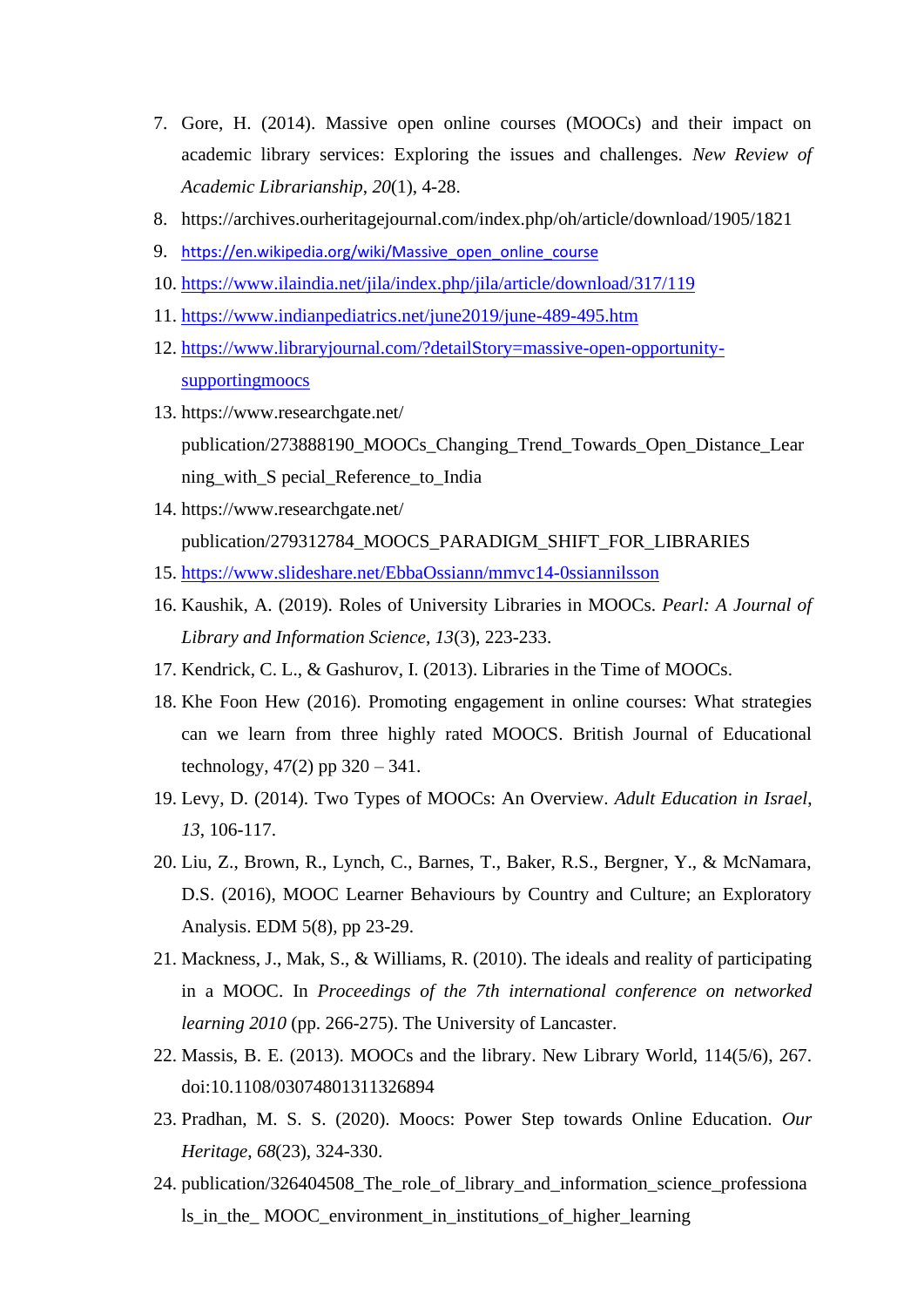7. Gore, H. (2014). Massive open online courses (MOOCs) and their impact on academic library services: Exploring the issues and challenges. *New Review of Academic Librarianship*, *20*(1), 4-28.
8. https://archives.ourheritagejournal.com/index.php/oh/article/download/1905/1821
9. https://en.wikipedia.org/wiki/Massive_open_online_course
10. https://www.ilaindia.net/jila/index.php/jila/article/download/317/119
11. https://www.indianpediatrics.net/june2019/june-489-495.htm
12. https://www.libraryjournal.com/?detailStory=massive-open-opportunity-supportingmoocs
13. https://www.researchgate.net/publication/273888190_MOOCs_Changing_Trend_Towards_Open_Distance_Learning_with_S pecial_Reference_to_India
14. https://www.researchgate.net/publication/279312784_MOOCS_PARADIGM_SHIFT_FOR_LIBRARIES
15. https://www.slideshare.net/EbbaOssiann/mmvc14-0ssiannilsson
16. Kaushik, A. (2019). Roles of University Libraries in MOOCs. *Pearl: A Journal of Library and Information Science*, *13*(3), 223-233.
17. Kendrick, C. L., & Gashurov, I. (2013). Libraries in the Time of MOOCs.
18. Khe Foon Hew (2016). Promoting engagement in online courses: What strategies can we learn from three highly rated MOOCS. British Journal of Educational technology, 47(2) pp 320 – 341.
19. Levy, D. (2014). Two Types of MOOCs: An Overview. *Adult Education in Israel*, *13*, 106-117.
20. Liu, Z., Brown, R., Lynch, C., Barnes, T., Baker, R.S., Bergner, Y., & McNamara, D.S. (2016), MOOC Learner Behaviours by Country and Culture; an Exploratory Analysis. EDM 5(8), pp 23-29.
21. Mackness, J., Mak, S., & Williams, R. (2010). The ideals and reality of participating in a MOOC. In *Proceedings of the 7th international conference on networked learning 2010* (pp. 266-275). The University of Lancaster.
22. Massis, B. E. (2013). MOOCs and the library. New Library World, 114(5/6), 267. doi:10.1108/03074801311326894
23. Pradhan, M. S. S. (2020). Moocs: Power Step towards Online Education. *Our Heritage*, *68*(23), 324-330.
24. publication/326404508_The_role_of_library_and_information_science_professionals_in_the_ MOOC_environment_in_institutions_of_higher_learning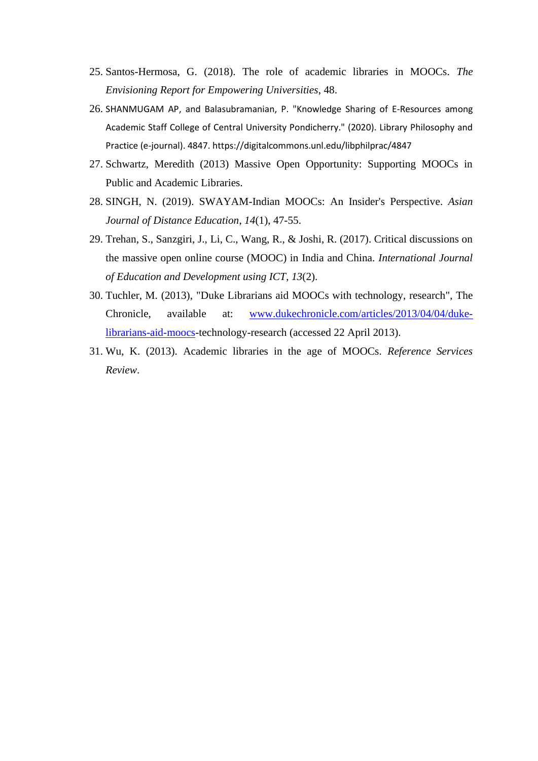25. Santos-Hermosa, G. (2018). The role of academic libraries in MOOCs. *The Envisioning Report for Empowering Universities*, 48.
26. SHANMUGAM AP, and Balasubramanian, P. "Knowledge Sharing of E-Resources among Academic Staff College of Central University Pondicherry." (2020). Library Philosophy and Practice (e-journal). 4847. https://digitalcommons.unl.edu/libphilprac/4847
27. Schwartz, Meredith (2013) Massive Open Opportunity: Supporting MOOCs in Public and Academic Libraries.
28. SINGH, N. (2019). SWAYAM-Indian MOOCs: An Insider's Perspective. *Asian Journal of Distance Education*, *14*(1), 47-55.
29. Trehan, S., Sanzgiri, J., Li, C., Wang, R., & Joshi, R. (2017). Critical discussions on the massive open online course (MOOC) in India and China. *International Journal of Education and Development using ICT*, *13*(2).
30. Tuchler, M. (2013), "Duke Librarians aid MOOCs with technology, research", The Chronicle, available at: www.dukechronicle.com/articles/2013/04/04/duke-librarians-aid-moocs-technology-research (accessed 22 April 2013).
31. Wu, K. (2013). Academic libraries in the age of MOOCs. *Reference Services Review*.